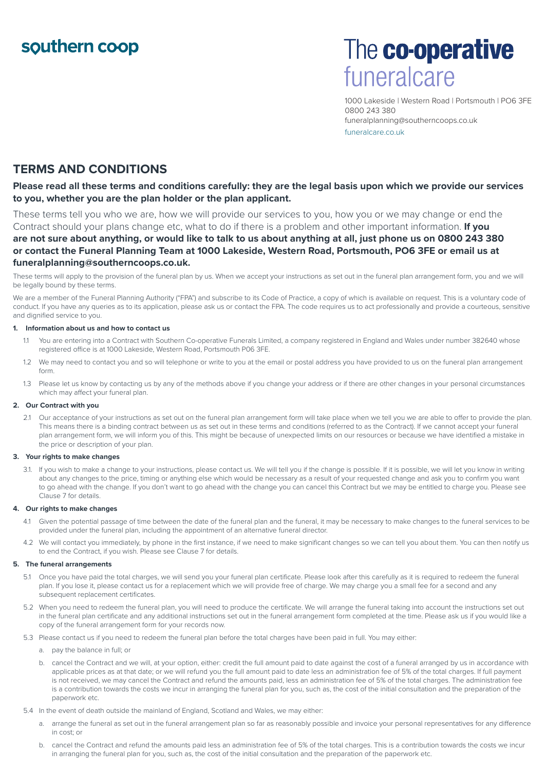southern coop

The **co-operative** funeralcare

1000 Lakeside | Western Road | Portsmouth | PO6 3FE
0800 243 380
funeralplanning@southerncoops.co.uk
funeralcare.co.uk

# TERMS AND CONDITIONS

**Please read all these terms and conditions carefully: they are the legal basis upon which we provide our services to you, whether you are the plan holder or the plan applicant.**

These terms tell you who we are, how we will provide our services to you, how you or we may change or end the Contract should your plans change etc, what to do if there is a problem and other important information. **If you are not sure about anything, or would like to talk to us about anything at all, just phone us on 0800 243 380 or contact the Funeral Planning Team at 1000 Lakeside, Western Road, Portsmouth, PO6 3FE or email us at funeralplanning@southerncoops.co.uk.**

These terms will apply to the provision of the funeral plan by us. When we accept your instructions as set out in the funeral plan arrangement form, you and we will be legally bound by these terms.

We are a member of the Funeral Planning Authority ("FPA") and subscribe to its Code of Practice, a copy of which is available on request. This is a voluntary code of conduct. If you have any queries as to its application, please ask us or contact the FPA. The code requires us to act professionally and provide a courteous, sensitive and dignified service to you.

#### 1. Information about us and how to contact us

1.1 You are entering into a Contract with Southern Co-operative Funerals Limited, a company registered in England and Wales under number 382640 whose registered office is at 1000 Lakeside, Western Road, Portsmouth P06 3FE.

1.2 We may need to contact you and so will telephone or write to you at the email or postal address you have provided to us on the funeral plan arrangement form.

1.3 Please let us know by contacting us by any of the methods above if you change your address or if there are other changes in your personal circumstances which may affect your funeral plan.

#### 2. Our Contract with you

2.1 Our acceptance of your instructions as set out on the funeral plan arrangement form will take place when we tell you we are able to offer to provide the plan. This means there is a binding contract between us as set out in these terms and conditions (referred to as the Contract). If we cannot accept your funeral plan arrangement form, we will inform you of this. This might be because of unexpected limits on our resources or because we have identified a mistake in the price or description of your plan.

#### 3. Your rights to make changes

3.1. If you wish to make a change to your instructions, please contact us. We will tell you if the change is possible. If it is possible, we will let you know in writing about any changes to the price, timing or anything else which would be necessary as a result of your requested change and ask you to confirm you want to go ahead with the change. If you don't want to go ahead with the change you can cancel this Contract but we may be entitled to charge you. Please see Clause 7 for details.

#### 4. Our rights to make changes

4.1 Given the potential passage of time between the date of the funeral plan and the funeral, it may be necessary to make changes to the funeral services to be provided under the funeral plan, including the appointment of an alternative funeral director.

4.2 We will contact you immediately, by phone in the first instance, if we need to make significant changes so we can tell you about them. You can then notify us to end the Contract, if you wish. Please see Clause 7 for details.

#### 5. The funeral arrangements

5.1 Once you have paid the total charges, we will send you your funeral plan certificate. Please look after this carefully as it is required to redeem the funeral plan. If you lose it, please contact us for a replacement which we will provide free of charge. We may charge you a small fee for a second and any subsequent replacement certificates.

5.2 When you need to redeem the funeral plan, you will need to produce the certificate. We will arrange the funeral taking into account the instructions set out in the funeral plan certificate and any additional instructions set out in the funeral arrangement form completed at the time. Please ask us if you would like a copy of the funeral arrangement form for your records now.

5.3 Please contact us if you need to redeem the funeral plan before the total charges have been paid in full. You may either:

a. pay the balance in full; or

b. cancel the Contract and we will, at your option, either: credit the full amount paid to date against the cost of a funeral arranged by us in accordance with applicable prices as at that date; or we will refund you the full amount paid to date less an administration fee of 5% of the total charges. If full payment is not received, we may cancel the Contract and refund the amounts paid, less an administration fee of 5% of the total charges. The administration fee is a contribution towards the costs we incur in arranging the funeral plan for you, such as, the cost of the initial consultation and the preparation of the paperwork etc.

5.4 In the event of death outside the mainland of England, Scotland and Wales, we may either:

a. arrange the funeral as set out in the funeral arrangement plan so far as reasonably possible and invoice your personal representatives for any difference in cost; or

b. cancel the Contract and refund the amounts paid less an administration fee of 5% of the total charges. This is a contribution towards the costs we incur in arranging the funeral plan for you, such as, the cost of the initial consultation and the preparation of the paperwork etc.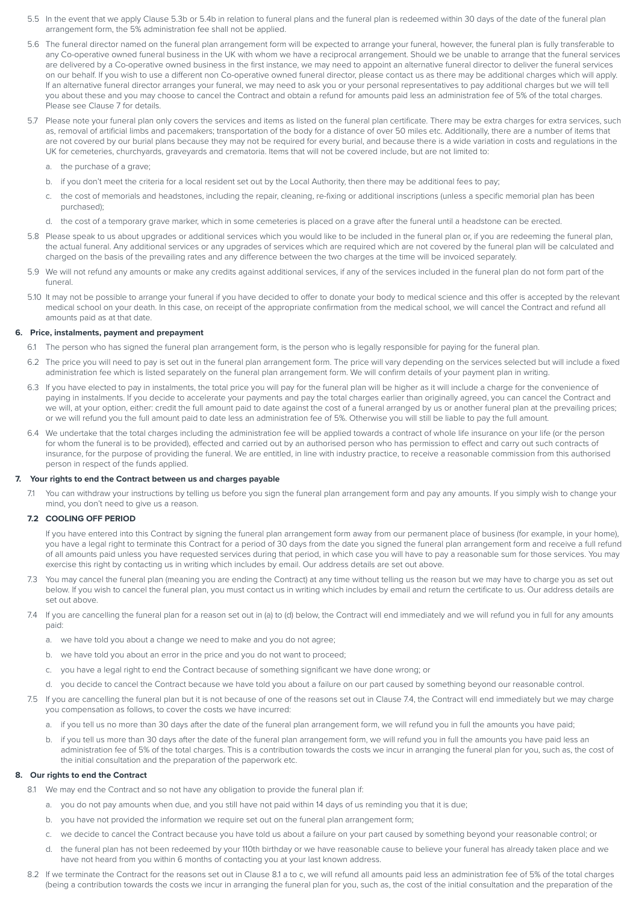5.5 In the event that we apply Clause 5.3b or 5.4b in relation to funeral plans and the funeral plan is redeemed within 30 days of the date of the funeral plan arrangement form, the 5% administration fee shall not be applied.

5.6 The funeral director named on the funeral plan arrangement form will be expected to arrange your funeral, however, the funeral plan is fully transferable to any Co-operative owned funeral business in the UK with whom we have a reciprocal arrangement. Should we be unable to arrange that the funeral services are delivered by a Co-operative owned business in the first instance, we may need to appoint an alternative funeral director to deliver the funeral services on our behalf. If you wish to use a different non Co-operative owned funeral director, please contact us as there may be additional charges which will apply. If an alternative funeral director arranges your funeral, we may need to ask you or your personal representatives to pay additional charges but we will tell you about these and you may choose to cancel the Contract and obtain a refund for amounts paid less an administration fee of 5% of the total charges. Please see Clause 7 for details.

5.7 Please note your funeral plan only covers the services and items as listed on the funeral plan certificate. There may be extra charges for extra services, such as, removal of artificial limbs and pacemakers; transportation of the body for a distance of over 50 miles etc. Additionally, there are a number of items that are not covered by our burial plans because they may not be required for every burial, and because there is a wide variation in costs and regulations in the UK for cemeteries, churchyards, graveyards and crematoria. Items that will not be covered include, but are not limited to:

a. the purchase of a grave;

b. if you don't meet the criteria for a local resident set out by the Local Authority, then there may be additional fees to pay;

c. the cost of memorials and headstones, including the repair, cleaning, re-fixing or additional inscriptions (unless a specific memorial plan has been purchased);

d. the cost of a temporary grave marker, which in some cemeteries is placed on a grave after the funeral until a headstone can be erected.

5.8 Please speak to us about upgrades or additional services which you would like to be included in the funeral plan or, if you are redeeming the funeral plan, the actual funeral. Any additional services or any upgrades of services which are required which are not covered by the funeral plan will be calculated and charged on the basis of the prevailing rates and any difference between the two charges at the time will be invoiced separately.

5.9 We will not refund any amounts or make any credits against additional services, if any of the services included in the funeral plan do not form part of the funeral.

5.10 It may not be possible to arrange your funeral if you have decided to offer to donate your body to medical science and this offer is accepted by the relevant medical school on your death. In this case, on receipt of the appropriate confirmation from the medical school, we will cancel the Contract and refund all amounts paid as at that date.

## 6. Price, instalments, payment and prepayment

6.1 The person who has signed the funeral plan arrangement form, is the person who is legally responsible for paying for the funeral plan.

6.2 The price you will need to pay is set out in the funeral plan arrangement form. The price will vary depending on the services selected but will include a fixed administration fee which is listed separately on the funeral plan arrangement form. We will confirm details of your payment plan in writing.

6.3 If you have elected to pay in instalments, the total price you will pay for the funeral plan will be higher as it will include a charge for the convenience of paying in instalments. If you decide to accelerate your payments and pay the total charges earlier than originally agreed, you can cancel the Contract and we will, at your option, either: credit the full amount paid to date against the cost of a funeral arranged by us or another funeral plan at the prevailing prices; or we will refund you the full amount paid to date less an administration fee of 5%. Otherwise you will still be liable to pay the full amount.

6.4 We undertake that the total charges including the administration fee will be applied towards a contract of whole life insurance on your life (or the person for whom the funeral is to be provided), effected and carried out by an authorised person who has permission to effect and carry out such contracts of insurance, for the purpose of providing the funeral. We are entitled, in line with industry practice, to receive a reasonable commission from this authorised person in respect of the funds applied.

## 7. Your rights to end the Contract between us and charges payable

7.1 You can withdraw your instructions by telling us before you sign the funeral plan arrangement form and pay any amounts. If you simply wish to change your mind, you don't need to give us a reason.

### 7.2 COOLING OFF PERIOD

If you have entered into this Contract by signing the funeral plan arrangement form away from our permanent place of business (for example, in your home), you have a legal right to terminate this Contract for a period of 30 days from the date you signed the funeral plan arrangement form and receive a full refund of all amounts paid unless you have requested services during that period, in which case you will have to pay a reasonable sum for those services. You may exercise this right by contacting us in writing which includes by email. Our address details are set out above.

7.3 You may cancel the funeral plan (meaning you are ending the Contract) at any time without telling us the reason but we may have to charge you as set out below. If you wish to cancel the funeral plan, you must contact us in writing which includes by email and return the certificate to us. Our address details are set out above.

7.4 If you are cancelling the funeral plan for a reason set out in (a) to (d) below, the Contract will end immediately and we will refund you in full for any amounts paid:

a. we have told you about a change we need to make and you do not agree;

b. we have told you about an error in the price and you do not want to proceed;

c. you have a legal right to end the Contract because of something significant we have done wrong; or

d. you decide to cancel the Contract because we have told you about a failure on our part caused by something beyond our reasonable control.

7.5 If you are cancelling the funeral plan but it is not because of one of the reasons set out in Clause 7.4, the Contract will end immediately but we may charge you compensation as follows, to cover the costs we have incurred:

a. if you tell us no more than 30 days after the date of the funeral plan arrangement form, we will refund you in full the amounts you have paid;

b. if you tell us more than 30 days after the date of the funeral plan arrangement form, we will refund you in full the amounts you have paid less an administration fee of 5% of the total charges. This is a contribution towards the costs we incur in arranging the funeral plan for you, such as, the cost of the initial consultation and the preparation of the paperwork etc.

## 8. Our rights to end the Contract

8.1 We may end the Contract and so not have any obligation to provide the funeral plan if:

a. you do not pay amounts when due, and you still have not paid within 14 days of us reminding you that it is due;

b. you have not provided the information we require set out on the funeral plan arrangement form;

c. we decide to cancel the Contract because you have told us about a failure on your part caused by something beyond your reasonable control; or

d. the funeral plan has not been redeemed by your 110th birthday or we have reasonable cause to believe your funeral has already taken place and we have not heard from you within 6 months of contacting you at your last known address.

8.2 If we terminate the Contract for the reasons set out in Clause 8.1 a to c, we will refund all amounts paid less an administration fee of 5% of the total charges (being a contribution towards the costs we incur in arranging the funeral plan for you, such as, the cost of the initial consultation and the preparation of the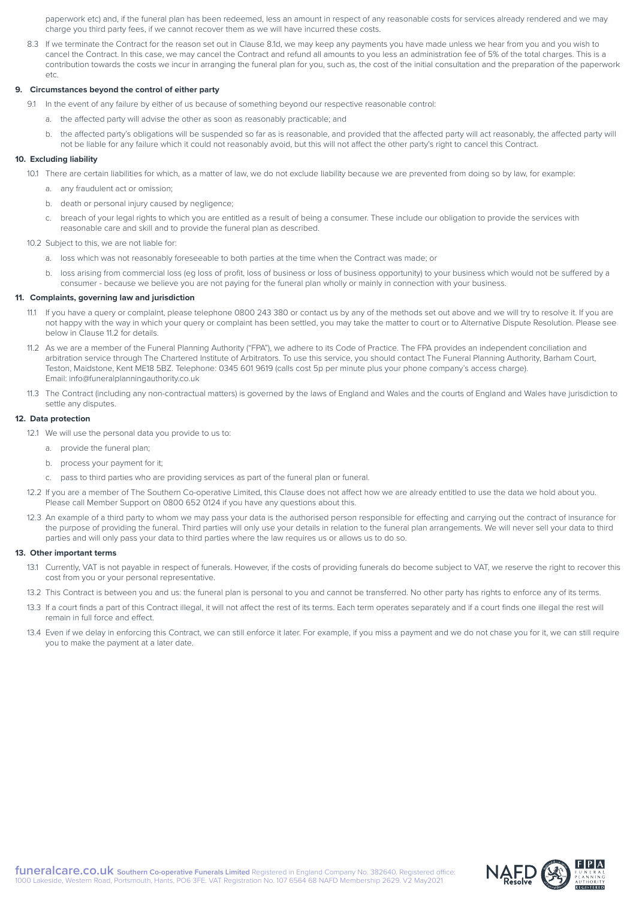paperwork etc) and, if the funeral plan has been redeemed, less an amount in respect of any reasonable costs for services already rendered and we may charge you third party fees, if we cannot recover them as we will have incurred these costs.

8.3 If we terminate the Contract for the reason set out in Clause 8.1d, we may keep any payments you have made unless we hear from you and you wish to cancel the Contract. In this case, we may cancel the Contract and refund all amounts to you less an administration fee of 5% of the total charges. This is a contribution towards the costs we incur in arranging the funeral plan for you, such as, the cost of the initial consultation and the preparation of the paperwork etc.

**9. Circumstances beyond the control of either party**

9.1 In the event of any failure by either of us because of something beyond our respective reasonable control:

a. the affected party will advise the other as soon as reasonably practicable; and

b. the affected party's obligations will be suspended so far as is reasonable, and provided that the affected party will act reasonably, the affected party will not be liable for any failure which it could not reasonably avoid, but this will not affect the other party's right to cancel this Contract.

**10. Excluding liability**

10.1 There are certain liabilities for which, as a matter of law, we do not exclude liability because we are prevented from doing so by law, for example:

a. any fraudulent act or omission;

b. death or personal injury caused by negligence;

c. breach of your legal rights to which you are entitled as a result of being a consumer. These include our obligation to provide the services with reasonable care and skill and to provide the funeral plan as described.

10.2 Subject to this, we are not liable for:

a. loss which was not reasonably foreseeable to both parties at the time when the Contract was made; or

b. loss arising from commercial loss (eg loss of profit, loss of business or loss of business opportunity) to your business which would not be suffered by a consumer - because we believe you are not paying for the funeral plan wholly or mainly in connection with your business.

**11. Complaints, governing law and jurisdiction**

11.1 If you have a query or complaint, please telephone 0800 243 380 or contact us by any of the methods set out above and we will try to resolve it. If you are not happy with the way in which your query or complaint has been settled, you may take the matter to court or to Alternative Dispute Resolution. Please see below in Clause 11.2 for details.

11.2 As we are a member of the Funeral Planning Authority ("FPA"), we adhere to its Code of Practice. The FPA provides an independent conciliation and arbitration service through The Chartered Institute of Arbitrators. To use this service, you should contact The Funeral Planning Authority, Barham Court, Teston, Maidstone, Kent ME18 5BZ. Telephone: 0345 601 9619 (calls cost 5p per minute plus your phone company's access charge). Email: info@funeralplanningauthority.co.uk

11.3 The Contract (including any non-contractual matters) is governed by the laws of England and Wales and the courts of England and Wales have jurisdiction to settle any disputes.

**12. Data protection**

12.1 We will use the personal data you provide to us to:

a. provide the funeral plan;

b. process your payment for it;

c. pass to third parties who are providing services as part of the funeral plan or funeral.

12.2 If you are a member of The Southern Co-operative Limited, this Clause does not affect how we are already entitled to use the data we hold about you. Please call Member Support on 0800 652 0124 if you have any questions about this.

12.3 An example of a third party to whom we may pass your data is the authorised person responsible for effecting and carrying out the contract of insurance for the purpose of providing the funeral. Third parties will only use your details in relation to the funeral plan arrangements. We will never sell your data to third parties and will only pass your data to third parties where the law requires us or allows us to do so.

**13. Other important terms**

13.1 Currently, VAT is not payable in respect of funerals. However, if the costs of providing funerals do become subject to VAT, we reserve the right to recover this cost from you or your personal representative.

13.2 This Contract is between you and us: the funeral plan is personal to you and cannot be transferred. No other party has rights to enforce any of its terms.

13.3 If a court finds a part of this Contract illegal, it will not affect the rest of its terms. Each term operates separately and if a court finds one illegal the rest will remain in full force and effect.

13.4 Even if we delay in enforcing this Contract, we can still enforce it later. For example, if you miss a payment and we do not chase you for it, we can still require you to make the payment at a later date.

**funeralcare.co.uk** **Southern Co-operative Funerals Limited** Registered in England Company No. 382640. Registered office: 1000 Lakeside, Western Road, Portsmouth, Hants, PO6 3FE. VAT Registration No. 107 6564 68 NAFD Membership 2629. V2 May2021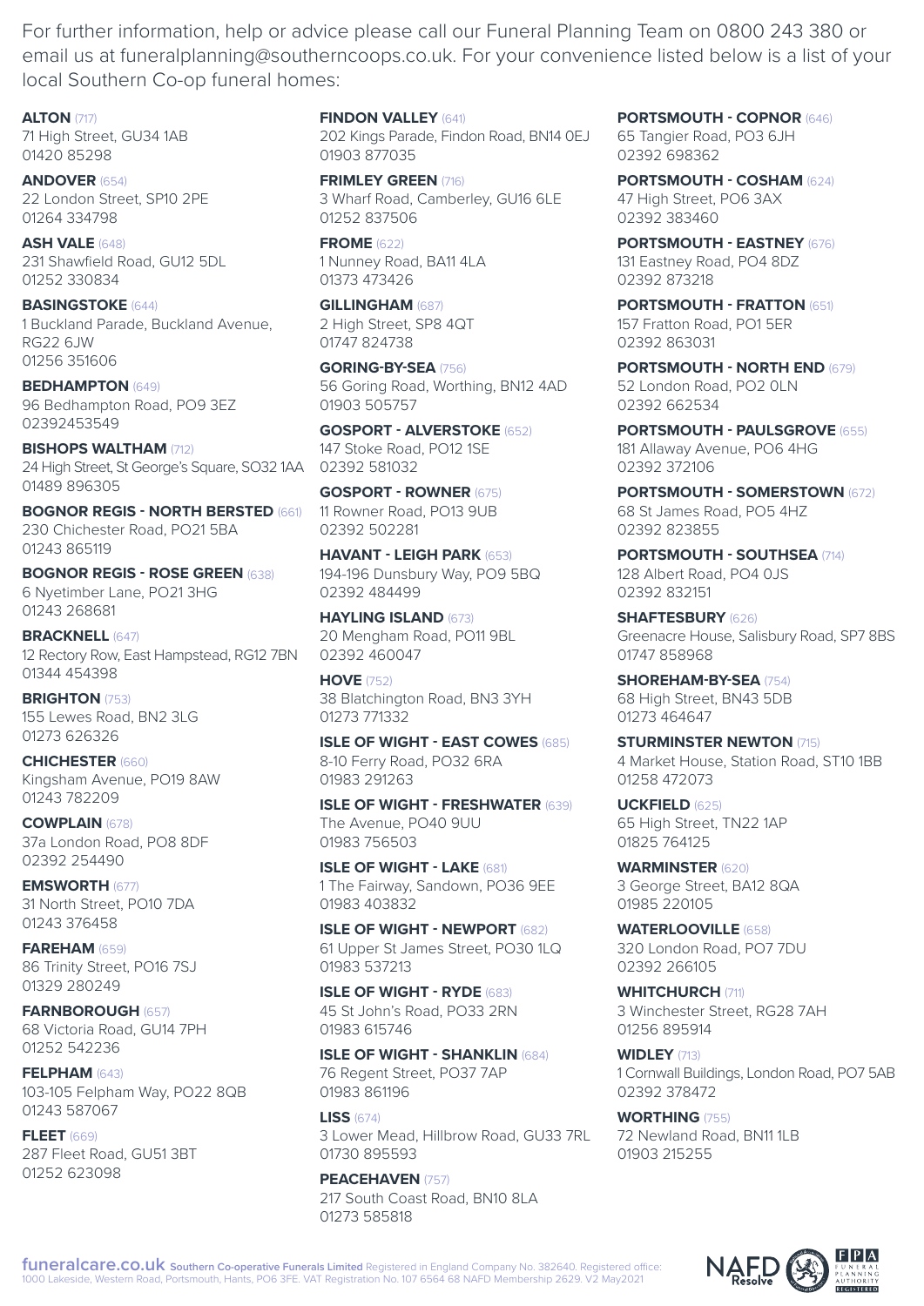For further information, help or advice please call our Funeral Planning Team on 0800 243 380 or email us at funeralplanning@southerncoops.co.uk. For your convenience listed below is a list of your local Southern Co-op funeral homes:

**ALTON** (717)
71 High Street, GU34 1AB
01420 85298

**ANDOVER** (654)
22 London Street, SP10 2PE
01264 334798

**ASH VALE** (648)
231 Shawfield Road, GU12 5DL
01252 330834

**BASINGSTOKE** (644)
1 Buckland Parade, Buckland Avenue, RG22 6JW
01256 351606

**BEDHAMPTON** (649)
96 Bedhampton Road, PO9 3EZ
02392453549

**BISHOPS WALTHAM** (712)
24 High Street, St George's Square, SO32 1AA
01489 896305

**BOGNOR REGIS - NORTH BERSTED** (661)
230 Chichester Road, PO21 5BA
01243 865119

**BOGNOR REGIS - ROSE GREEN** (638)
6 Nyetimber Lane, PO21 3HG
01243 268681

**BRACKNELL** (647)
12 Rectory Row, East Hampstead, RG12 7BN
01344 454398

**BRIGHTON** (753)
155 Lewes Road, BN2 3LG
01273 626326

**CHICHESTER** (660)
Kingsham Avenue, PO19 8AW
01243 782209

**COWPLAIN** (678)
37a London Road, PO8 8DF
02392 254490

**EMSWORTH** (677)
31 North Street, PO10 7DA
01243 376458

**FAREHAM** (659)
86 Trinity Street, PO16 7SJ
01329 280249

**FARNBOROUGH** (657)
68 Victoria Road, GU14 7PH
01252 542236

**FELPHAM** (643)
103-105 Felpham Way, PO22 8QB
01243 587067

**FLEET** (669)
287 Fleet Road, GU51 3BT
01252 623098

**FINDON VALLEY** (641)
202 Kings Parade, Findon Road, BN14 0EJ
01903 877035

**FRIMLEY GREEN** (716)
3 Wharf Road, Camberley, GU16 6LE
01252 837506

**FROME** (622)
1 Nunney Road, BA11 4LA
01373 473426

**GILLINGHAM** (687)
2 High Street, SP8 4QT
01747 824738

**GORING-BY-SEA** (756)
56 Goring Road, Worthing, BN12 4AD
01903 505757

**GOSPORT - ALVERSTOKE** (652)
147 Stoke Road, PO12 1SE
02392 581032

**GOSPORT - ROWNER** (675)
11 Rowner Road, PO13 9UB
02392 502281

**HAVANT - LEIGH PARK** (653)
194-196 Dunsbury Way, PO9 5BQ
02392 484499

**HAYLING ISLAND** (673)
20 Mengham Road, PO11 9BL
02392 460047

**HOVE** (752)
38 Blatchington Road, BN3 3YH
01273 771332

**ISLE OF WIGHT - EAST COWES** (685)
8-10 Ferry Road, PO32 6RA
01983 291263

**ISLE OF WIGHT - FRESHWATER** (639)
The Avenue, PO40 9UU
01983 756503

**ISLE OF WIGHT - LAKE** (681)
1 The Fairway, Sandown, PO36 9EE
01983 403832

**ISLE OF WIGHT - NEWPORT** (682)
61 Upper St James Street, PO30 1LQ
01983 537213

**ISLE OF WIGHT - RYDE** (683)
45 St John's Road, PO33 2RN
01983 615746

**ISLE OF WIGHT - SHANKLIN** (684)
76 Regent Street, PO37 7AP
01983 861196

**LISS** (674)
3 Lower Mead, Hillbrow Road, GU33 7RL
01730 895593

**PEACEHAVEN** (757)
217 South Coast Road, BN10 8LA
01273 585818

**PORTSMOUTH - COPNOR** (646)
65 Tangier Road, PO3 6JH
02392 698362

**PORTSMOUTH - COSHAM** (624)
47 High Street, PO6 3AX
02392 383460

**PORTSMOUTH - EASTNEY** (676)
131 Eastney Road, PO4 8DZ
02392 873218

**PORTSMOUTH - FRATTON** (651)
157 Fratton Road, PO1 5ER
02392 863031

**PORTSMOUTH - NORTH END** (679)
52 London Road, PO2 0LN
02392 662534

**PORTSMOUTH - PAULSGROVE** (655)
181 Allaway Avenue, PO6 4HG
02392 372106

**PORTSMOUTH - SOMERSTOWN** (672)
68 St James Road, PO5 4HZ
02392 823855

**PORTSMOUTH - SOUTHSEA** (714)
128 Albert Road, PO4 0JS
02392 832151

**SHAFTESBURY** (626)
Greenacre House, Salisbury Road, SP7 8BS
01747 858968

**SHOREHAM-BY-SEA** (754)
68 High Street, BN43 5DB
01273 464647

**STURMINSTER NEWTON** (715)
4 Market House, Station Road, ST10 1BB
01258 472073

**UCKFIELD** (625)
65 High Street, TN22 1AP
01825 764125

**WARMINSTER** (620)
3 George Street, BA12 8QA
01985 220105

**WATERLOOVILLE** (658)
320 London Road, PO7 7DU
02392 266105

**WHITCHURCH** (711)
3 Winchester Street, RG28 7AH
01256 895914

**WIDLEY** (713)
1 Cornwall Buildings, London Road, PO7 5AB
02392 378472

**WORTHING** (755)
72 Newland Road, BN11 1LB
01903 215255

**funeralcare.co.uk** Southern Co-operative Funerals Limited Registered in England Company No. 382640. Registered office: 1000 Lakeside, Western Road, Portsmouth, Hants, PO6 3FE. VAT Registration No. 107 6564 68 NAFD Membership 2629. V2 May2021

NAFD Resolve | FPA Funeral Planning Authority Registered